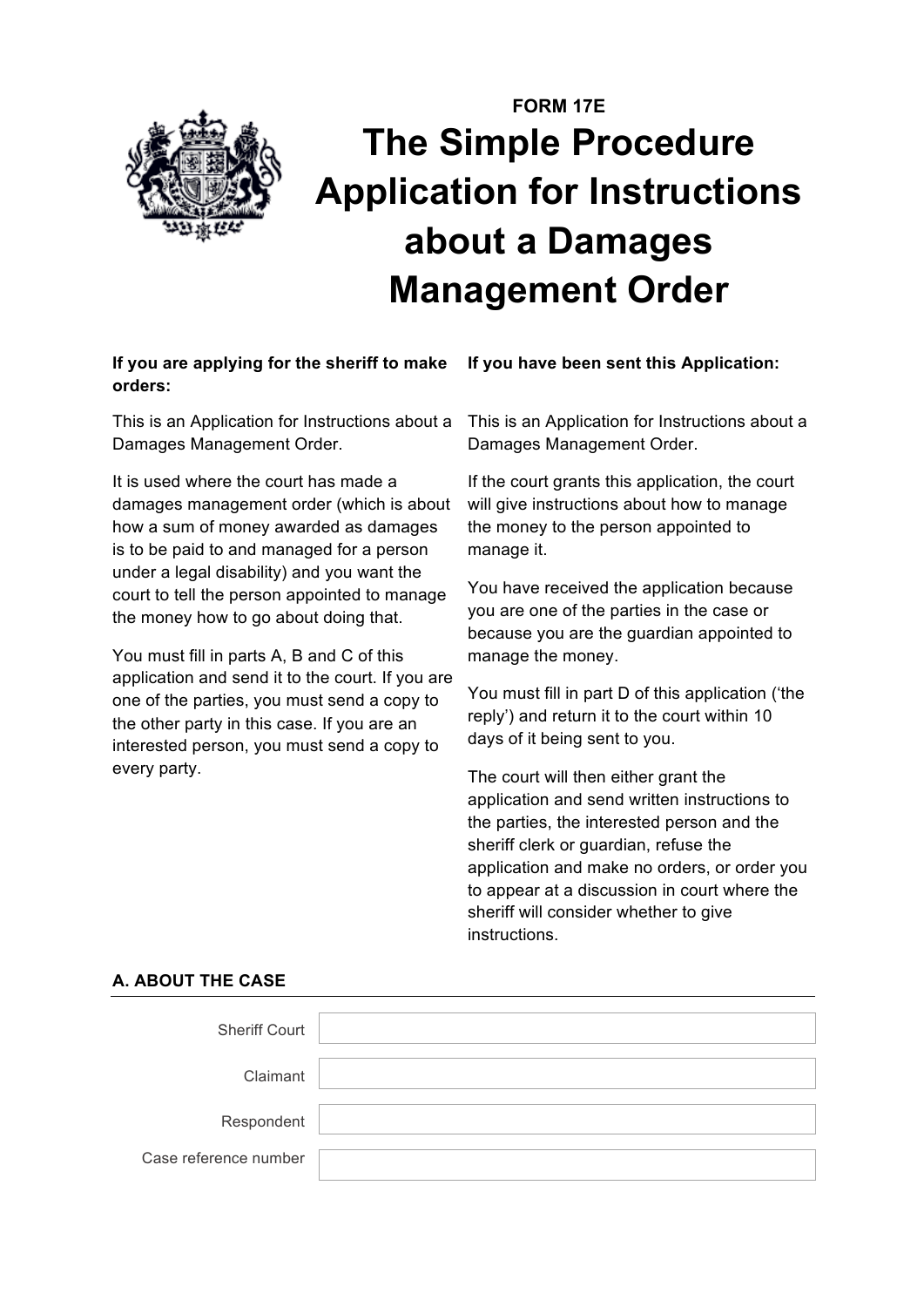FORM 17E

# The Simple Procedure Application for Instructions about a Damages Management Order

**If you are applying for the sheriff to make orders:**

This is an Application for Instructions about a Damages Management Order.

It is used where the court has made a damages management order (which is about how a sum of money awarded as damages is to be paid to and managed for a person under a legal disability) and you want the court to tell the person appointed to manage the money how to go about doing that.

You must fill in parts A, B and C of this application and send it to the court. If you are one of the parties, you must send a copy to the other party in this case. If you are an interested person, you must send a copy to every party.

**If you have been sent this Application:**

This is an Application for Instructions about a Damages Management Order.

If the court grants this application, the court will give instructions about how to manage the money to the person appointed to manage it.

You have received the application because you are one of the parties in the case or because you are the guardian appointed to manage the money.

You must fill in part D of this application ('the reply') and return it to the court within 10 days of it being sent to you.

The court will then either grant the application and send written instructions to the parties, the interested person and the sheriff clerk or guardian, refuse the application and make no orders, or order you to appear at a discussion in court where the sheriff will consider whether to give instructions.

## A. ABOUT THE CASE

| | |
|---|---|
| Sheriff Court | |
| Claimant | |
| Respondent | |
| Case reference number | |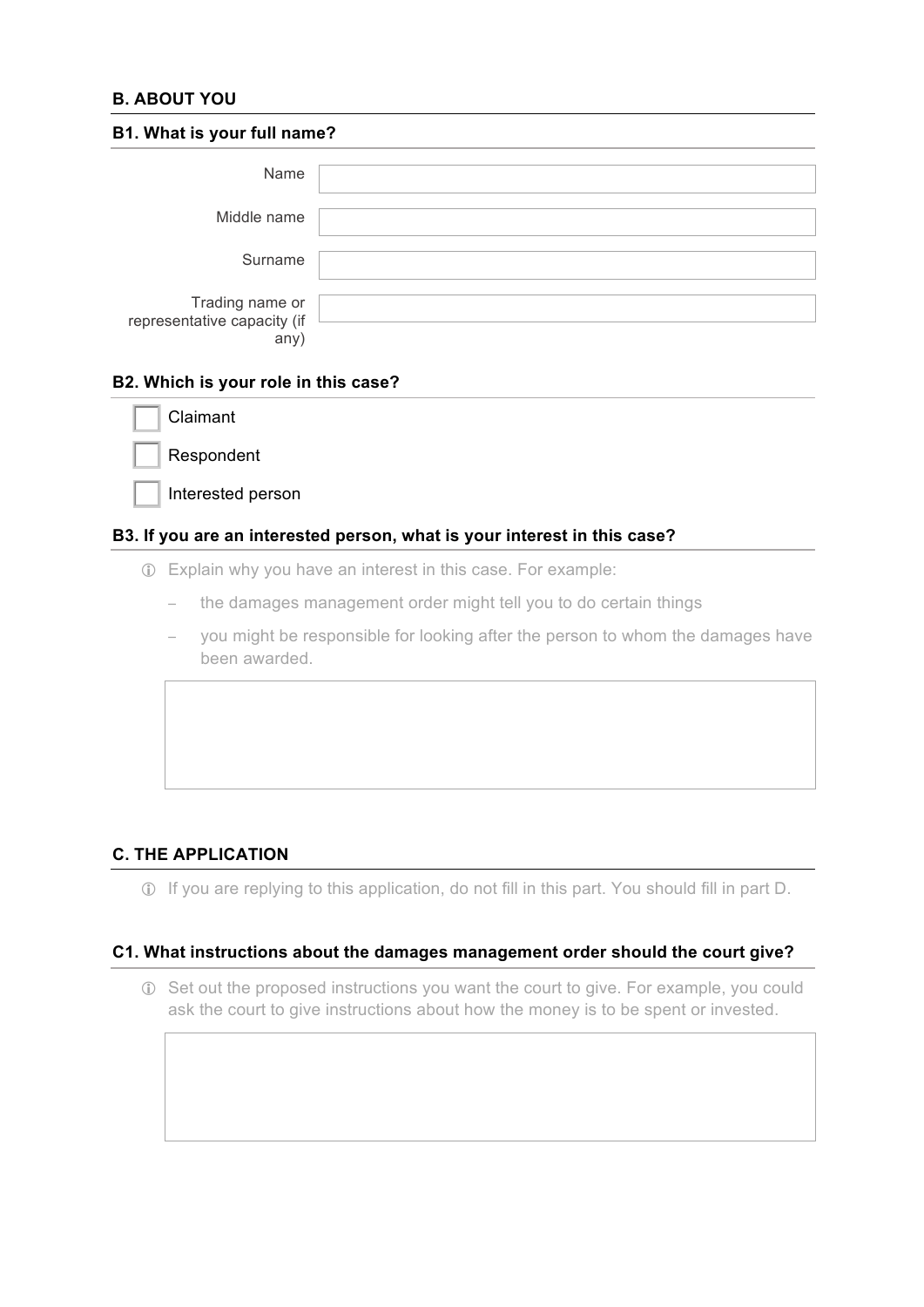## B. ABOUT YOU

### B1. What is your full name?

Name

Middle name

Surname

Trading name or representative capacity (if any)

### B2. Which is your role in this case?

- [ ] Claimant
- [ ] Respondent
- [ ] Interested person

### B3. If you are an interested person, what is your interest in this case?

ⓘ Explain why you have an interest in this case. For example:

- the damages management order might tell you to do certain things
- you might be responsible for looking after the person to whom the damages have been awarded.

## C. THE APPLICATION

ⓘ If you are replying to this application, do not fill in this part. You should fill in part D.

### C1. What instructions about the damages management order should the court give?

ⓘ Set out the proposed instructions you want the court to give. For example, you could ask the court to give instructions about how the money is to be spent or invested.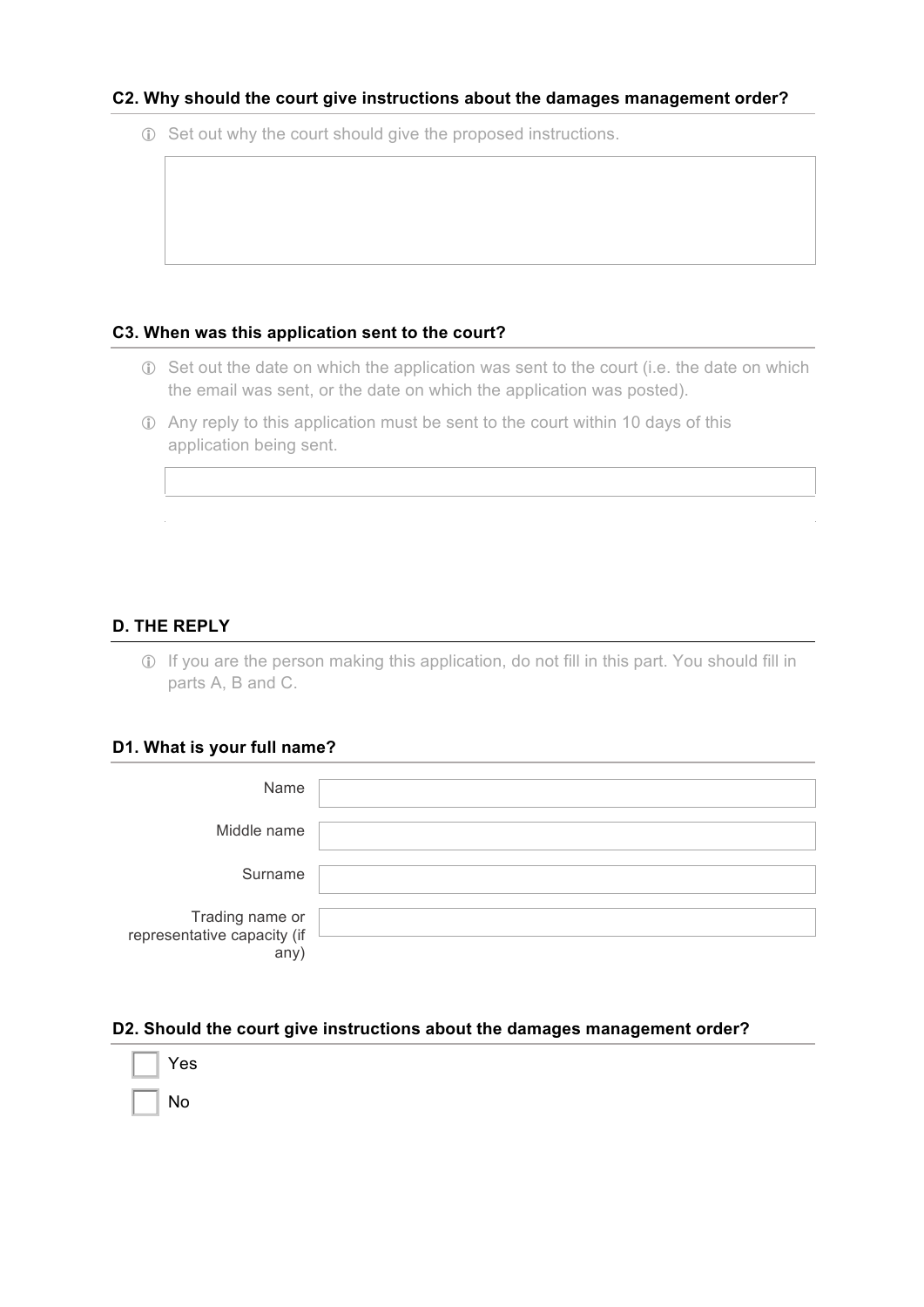### C2. Why should the court give instructions about the damages management order?

ⓘ Set out why the court should give the proposed instructions.

### C3. When was this application sent to the court?

ⓘ Set out the date on which the application was sent to the court (i.e. the date on which the email was sent, or the date on which the application was posted).

ⓘ Any reply to this application must be sent to the court within 10 days of this application being sent.

## D. THE REPLY

ⓘ If you are the person making this application, do not fill in this part. You should fill in parts A, B and C.

### D1. What is your full name?

Name

Middle name

Surname

Trading name or representative capacity (if any)

### D2. Should the court give instructions about the damages management order?

- [ ] Yes
- [ ] No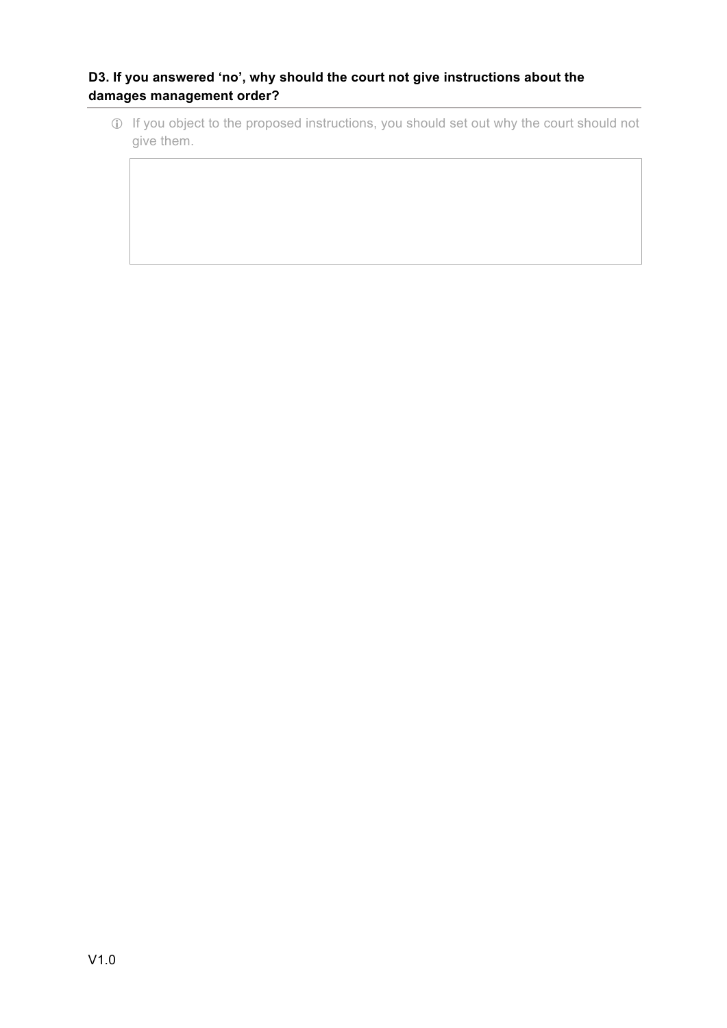### D3. If you answered ‘no’, why should the court not give instructions about the damages management order?

ⓘ If you object to the proposed instructions, you should set out why the court should not give them.

V1.0